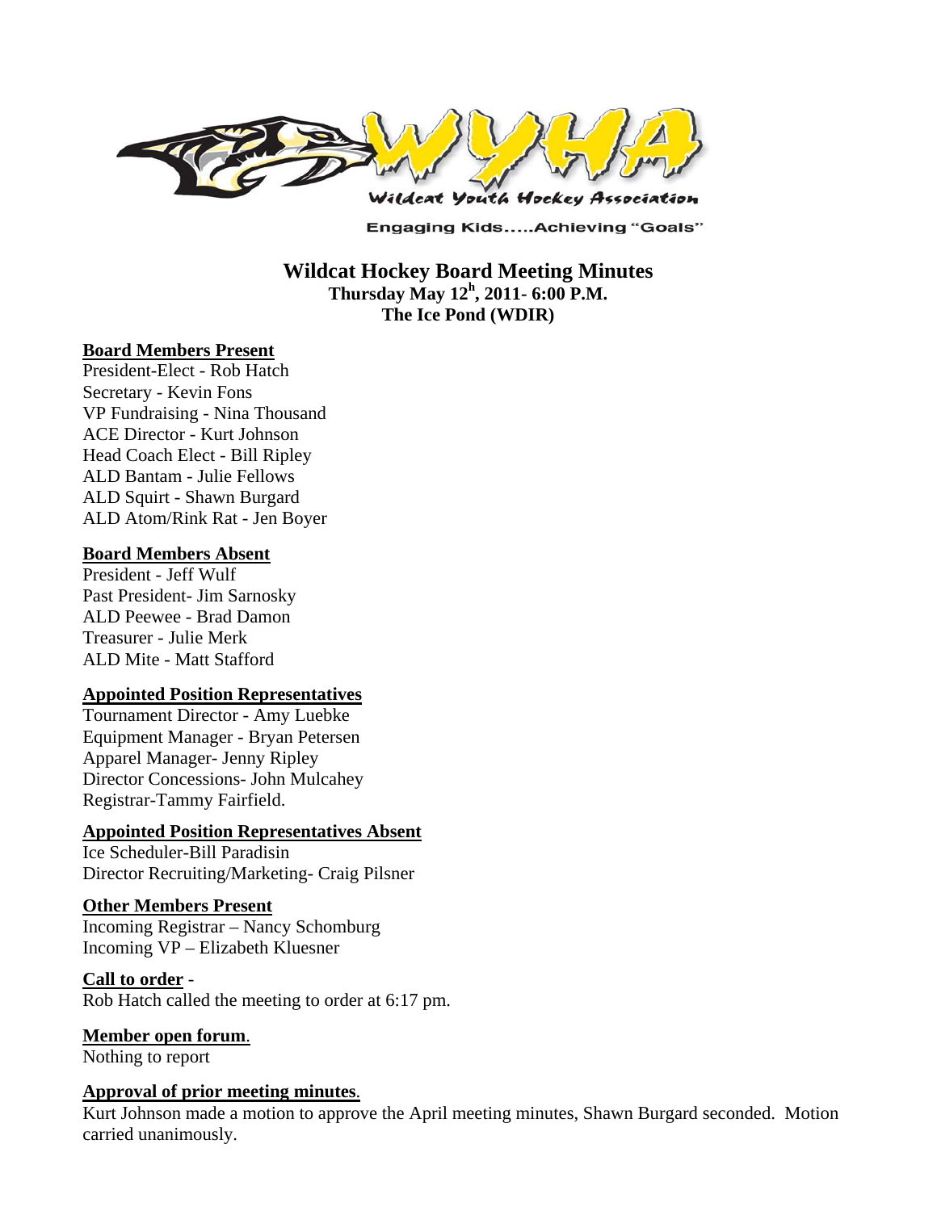WYHA

Wildcat Youth Hockey Association

Engaging Kids.....Achieving "Goals"

# Wildcat Hockey Board Meeting Minutes

**Thursday May 12h, 2011- 6:00 P.M.**
**The Ice Pond (WDIR)**

**Board Members Present**

President-Elect - Rob Hatch
Secretary - Kevin Fons
VP Fundraising - Nina Thousand
ACE Director - Kurt Johnson
Head Coach Elect - Bill Ripley
ALD Bantam - Julie Fellows
ALD Squirt - Shawn Burgard
ALD Atom/Rink Rat - Jen Boyer

**Board Members Absent**

President - Jeff Wulf
Past President- Jim Sarnosky
ALD Peewee - Brad Damon
Treasurer - Julie Merk
ALD Mite - Matt Stafford

**Appointed Position Representatives**

Tournament Director - Amy Luebke
Equipment Manager - Bryan Petersen
Apparel Manager- Jenny Ripley
Director Concessions- John Mulcahey
Registrar-Tammy Fairfield.

**Appointed Position Representatives Absent**

Ice Scheduler-Bill Paradisin
Director Recruiting/Marketing- Craig Pilsner

**Other Members Present**

Incoming Registrar – Nancy Schomburg
Incoming VP – Elizabeth Kluesner

**Call to order** -
Rob Hatch called the meeting to order at 6:17 pm.

**Member open forum**.
Nothing to report

**Approval of prior meeting minutes**.
Kurt Johnson made a motion to approve the April meeting minutes, Shawn Burgard seconded. Motion carried unanimously.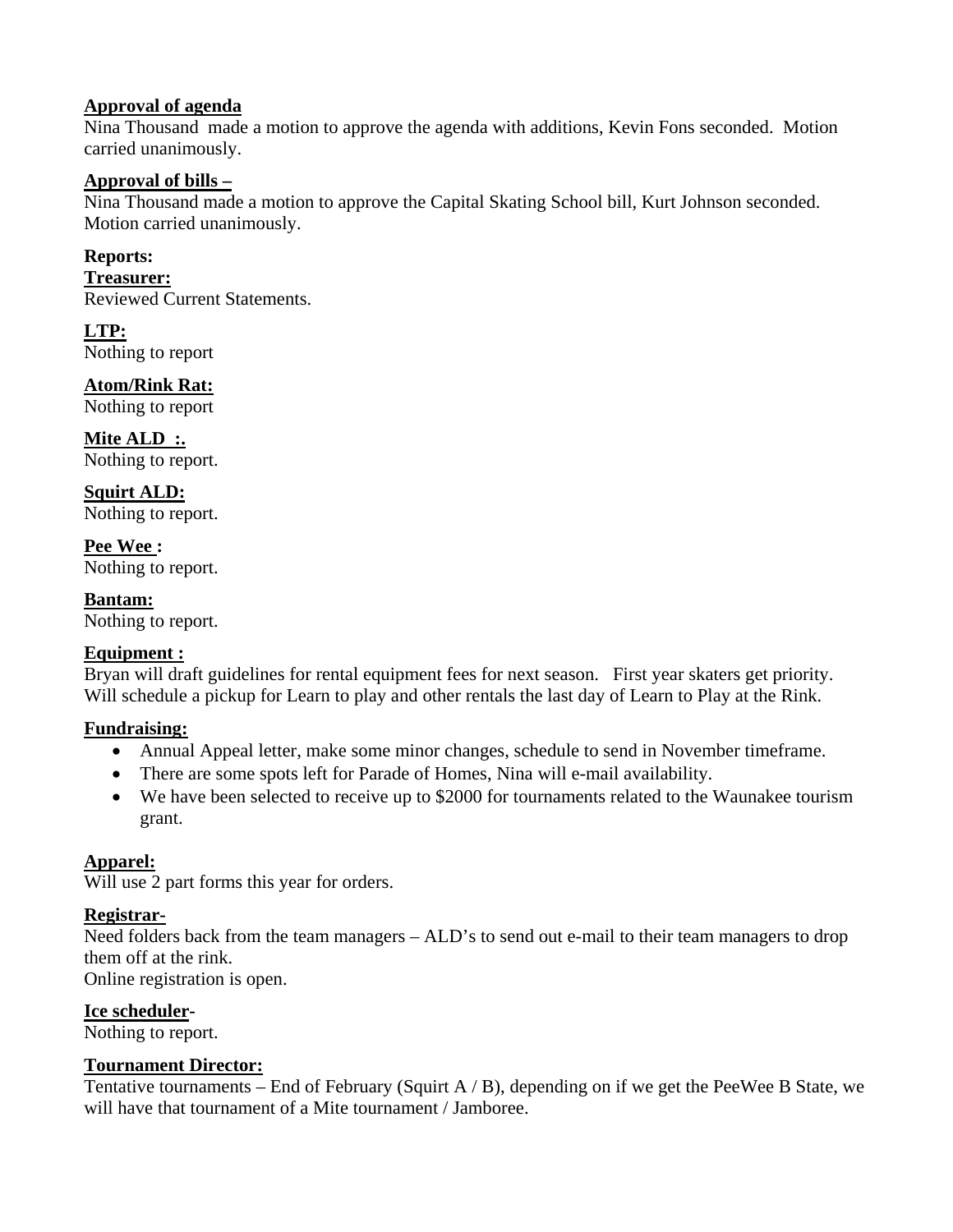**Approval of agenda**

Nina Thousand made a motion to approve the agenda with additions, Kevin Fons seconded. Motion carried unanimously.

**Approval of bills –**

Nina Thousand made a motion to approve the Capital Skating School bill, Kurt Johnson seconded. Motion carried unanimously.

**Reports:**

**Treasurer:**

Reviewed Current Statements.

**LTP:**

Nothing to report

**Atom/Rink Rat:**

Nothing to report

**Mite ALD :.**

Nothing to report.

**Squirt ALD:**

Nothing to report.

**Pee Wee :**

Nothing to report.

**Bantam:**

Nothing to report.

**Equipment :**

Bryan will draft guidelines for rental equipment fees for next season. First year skaters get priority. Will schedule a pickup for Learn to play and other rentals the last day of Learn to Play at the Rink.

**Fundraising:**

- Annual Appeal letter, make some minor changes, schedule to send in November timeframe.
- There are some spots left for Parade of Homes, Nina will e-mail availability.
- We have been selected to receive up to $2000 for tournaments related to the Waunakee tourism grant.

**Apparel:**

Will use 2 part forms this year for orders.

**Registrar-**

Need folders back from the team managers – ALD's to send out e-mail to their team managers to drop them off at the rink.

Online registration is open.

**Ice scheduler-**

Nothing to report.

**Tournament Director:**

Tentative tournaments – End of February (Squirt A / B), depending on if we get the PeeWee B State, we will have that tournament of a Mite tournament / Jamboree.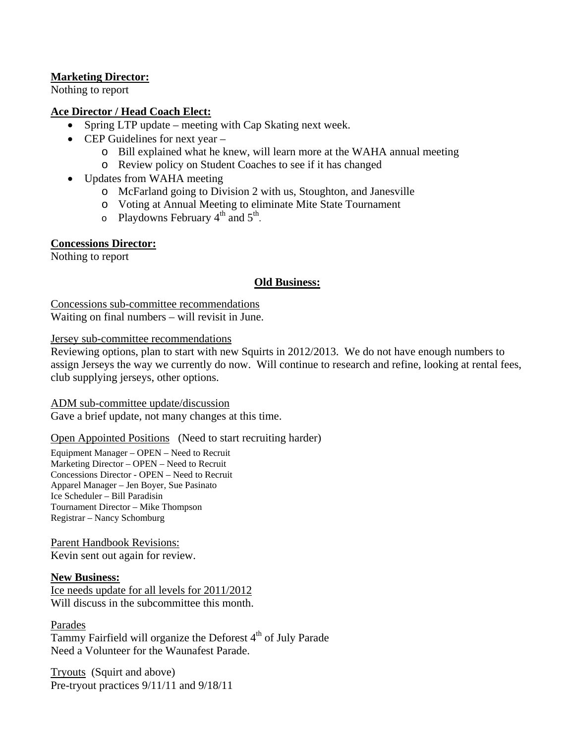**Marketing Director:**
Nothing to report

**Ace Director / Head Coach Elect:**

- Spring LTP update – meeting with Cap Skating next week.
- CEP Guidelines for next year –
  - Bill explained what he knew, will learn more at the WAHA annual meeting
  - Review policy on Student Coaches to see if it has changed
- Updates from WAHA meeting
  - McFarland going to Division 2 with us, Stoughton, and Janesville
  - Voting at Annual Meeting to eliminate Mite State Tournament
  - Playdowns February 4th and 5th.

**Concessions Director:**
Nothing to report

## Old Business:

Concessions sub-committee recommendations
Waiting on final numbers – will revisit in June.

Jersey sub-committee recommendations
Reviewing options, plan to start with new Squirts in 2012/2013. We do not have enough numbers to assign Jerseys the way we currently do now. Will continue to research and refine, looking at rental fees, club supplying jerseys, other options.

ADM sub-committee update/discussion
Gave a brief update, not many changes at this time.

Open Appointed Positions (Need to start recruiting harder)

Equipment Manager – OPEN – Need to Recruit
Marketing Director – OPEN – Need to Recruit
Concessions Director - OPEN – Need to Recruit
Apparel Manager – Jen Boyer, Sue Pasinato
Ice Scheduler – Bill Paradisin
Tournament Director – Mike Thompson
Registrar – Nancy Schomburg

Parent Handbook Revisions:
Kevin sent out again for review.

**New Business:**

Ice needs update for all levels for 2011/2012
Will discuss in the subcommittee this month.

Parades
Tammy Fairfield will organize the Deforest 4th of July Parade
Need a Volunteer for the Waunafest Parade.

Tryouts (Squirt and above)
Pre-tryout practices 9/11/11 and 9/18/11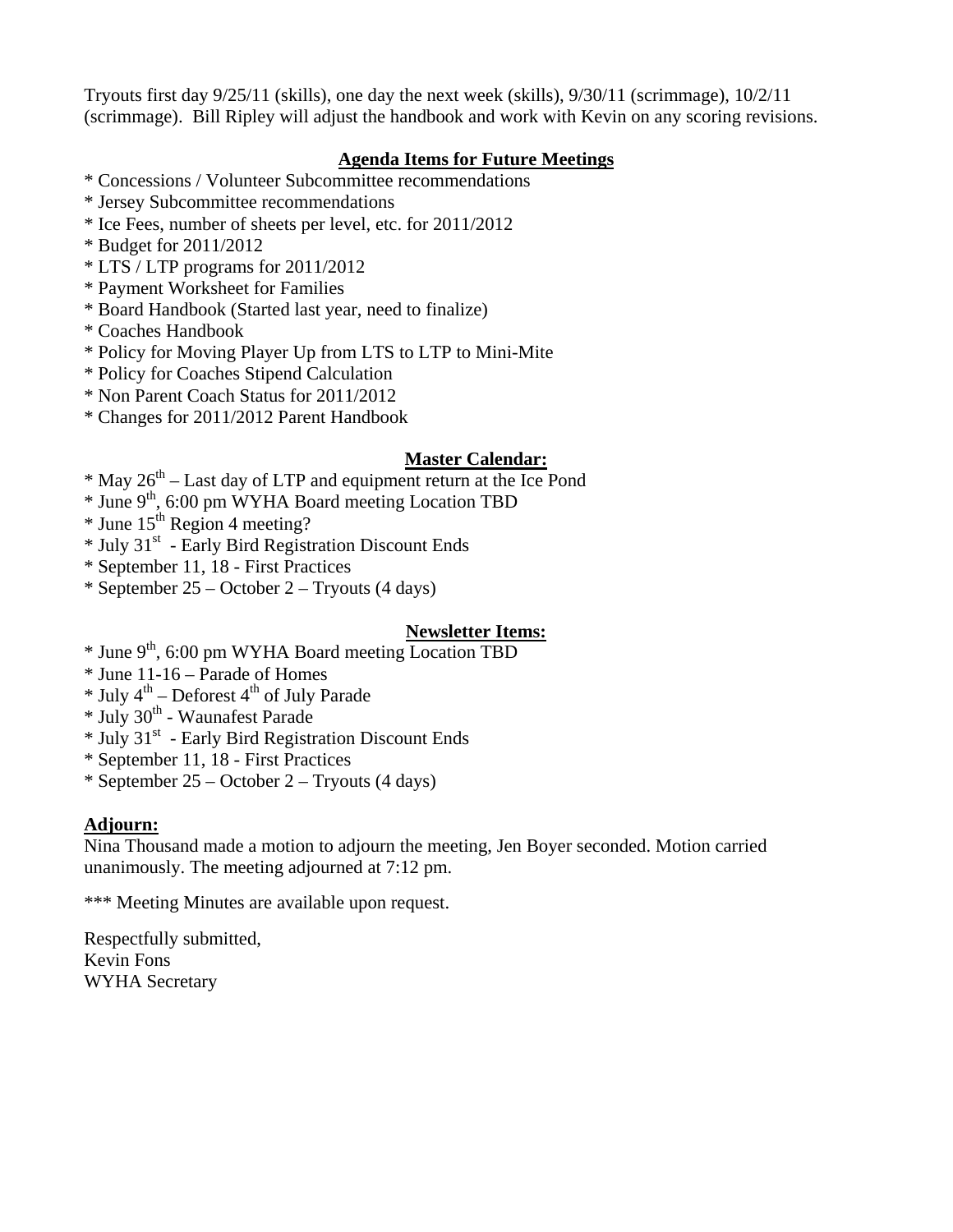Tryouts first day 9/25/11 (skills), one day the next week (skills), 9/30/11 (scrimmage), 10/2/11 (scrimmage). Bill Ripley will adjust the handbook and work with Kevin on any scoring revisions.

## Agenda Items for Future Meetings

* Concessions / Volunteer Subcommittee recommendations
* Jersey Subcommittee recommendations
* Ice Fees, number of sheets per level, etc. for 2011/2012
* Budget for 2011/2012
* LTS / LTP programs for 2011/2012
* Payment Worksheet for Families
* Board Handbook (Started last year, need to finalize)
* Coaches Handbook
* Policy for Moving Player Up from LTS to LTP to Mini-Mite
* Policy for Coaches Stipend Calculation
* Non Parent Coach Status for 2011/2012
* Changes for 2011/2012 Parent Handbook

## Master Calendar:

* May 26th – Last day of LTP and equipment return at the Ice Pond
* June 9th, 6:00 pm WYHA Board meeting Location TBD
* June 15th Region 4 meeting?
* July 31st - Early Bird Registration Discount Ends
* September 11, 18 - First Practices
* September 25 – October 2 – Tryouts (4 days)

## Newsletter Items:

* June 9th, 6:00 pm WYHA Board meeting Location TBD
* June 11-16 – Parade of Homes
* July 4th – Deforest 4th of July Parade
* July 30th - Waunafest Parade
* July 31st - Early Bird Registration Discount Ends
* September 11, 18 - First Practices
* September 25 – October 2 – Tryouts (4 days)

**Adjourn:**

Nina Thousand made a motion to adjourn the meeting, Jen Boyer seconded. Motion carried unanimously. The meeting adjourned at 7:12 pm.

*** Meeting Minutes are available upon request.

Respectfully submitted,
Kevin Fons
WYHA Secretary